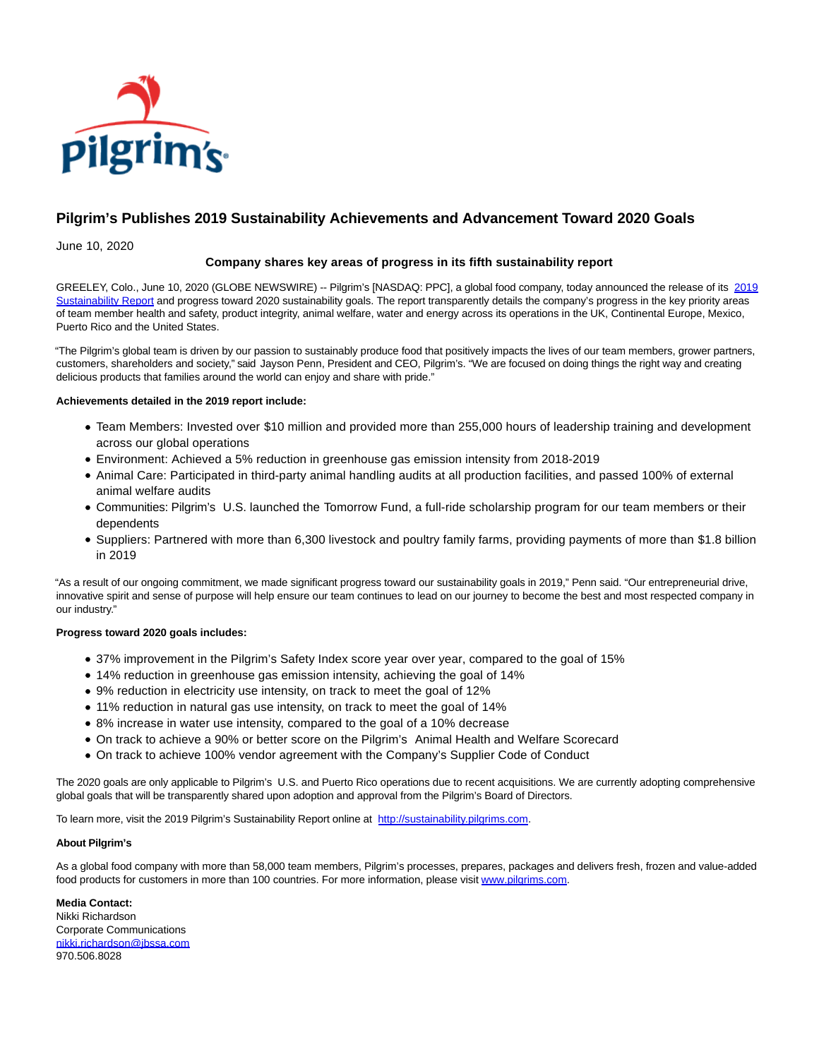# Pilgrim's Publishes 2019 Sustainability Achievements and Advancement Toward 2020 Goals

June 10, 2020

**Company shares key areas of progress in its fifth sustainability report**

GREELEY, Colo., June 10, 2020 (GLOBE NEWSWIRE) -- Pilgrim's [NASDAQ: PPC], a global food company, today announced the release of its 2019 Sustainability Report and progress toward 2020 sustainability goals. The report transparently details the company's progress in the key priority areas of team member health and safety, product integrity, animal welfare, water and energy across its operations in the UK, Continental Europe, Mexico, Puerto Rico and the United States.

"The Pilgrim's global team is driven by our passion to sustainably produce food that positively impacts the lives of our team members, grower partners, customers, shareholders and society," said Jayson Penn, President and CEO, Pilgrim's. "We are focused on doing things the right way and creating delicious products that families around the world can enjoy and share with pride."

**Achievements detailed in the 2019 report include:**

- Team Members: Invested over $10 million and provided more than 255,000 hours of leadership training and development across our global operations
- Environment: Achieved a 5% reduction in greenhouse gas emission intensity from 2018-2019
- Animal Care: Participated in third-party animal handling audits at all production facilities, and passed 100% of external animal welfare audits
- Communities: Pilgrim's U.S. launched the Tomorrow Fund, a full-ride scholarship program for our team members or their dependents
- Suppliers: Partnered with more than 6,300 livestock and poultry family farms, providing payments of more than $1.8 billion in 2019

"As a result of our ongoing commitment, we made significant progress toward our sustainability goals in 2019," Penn said. "Our entrepreneurial drive, innovative spirit and sense of purpose will help ensure our team continues to lead on our journey to become the best and most respected company in our industry."

**Progress toward 2020 goals includes:**

- 37% improvement in the Pilgrim's Safety Index score year over year, compared to the goal of 15%
- 14% reduction in greenhouse gas emission intensity, achieving the goal of 14%
- 9% reduction in electricity use intensity, on track to meet the goal of 12%
- 11% reduction in natural gas use intensity, on track to meet the goal of 14%
- 8% increase in water use intensity, compared to the goal of a 10% decrease
- On track to achieve a 90% or better score on the Pilgrim's Animal Health and Welfare Scorecard
- On track to achieve 100% vendor agreement with the Company's Supplier Code of Conduct

The 2020 goals are only applicable to Pilgrim's U.S. and Puerto Rico operations due to recent acquisitions. We are currently adopting comprehensive global goals that will be transparently shared upon adoption and approval from the Pilgrim's Board of Directors.

To learn more, visit the 2019 Pilgrim's Sustainability Report online at http://sustainability.pilgrims.com.

**About Pilgrim's**

As a global food company with more than 58,000 team members, Pilgrim's processes, prepares, packages and delivers fresh, frozen and value-added food products for customers in more than 100 countries. For more information, please visit www.pilgrims.com.

**Media Contact:**
Nikki Richardson
Corporate Communications
nikki.richardson@jbssa.com
970.506.8028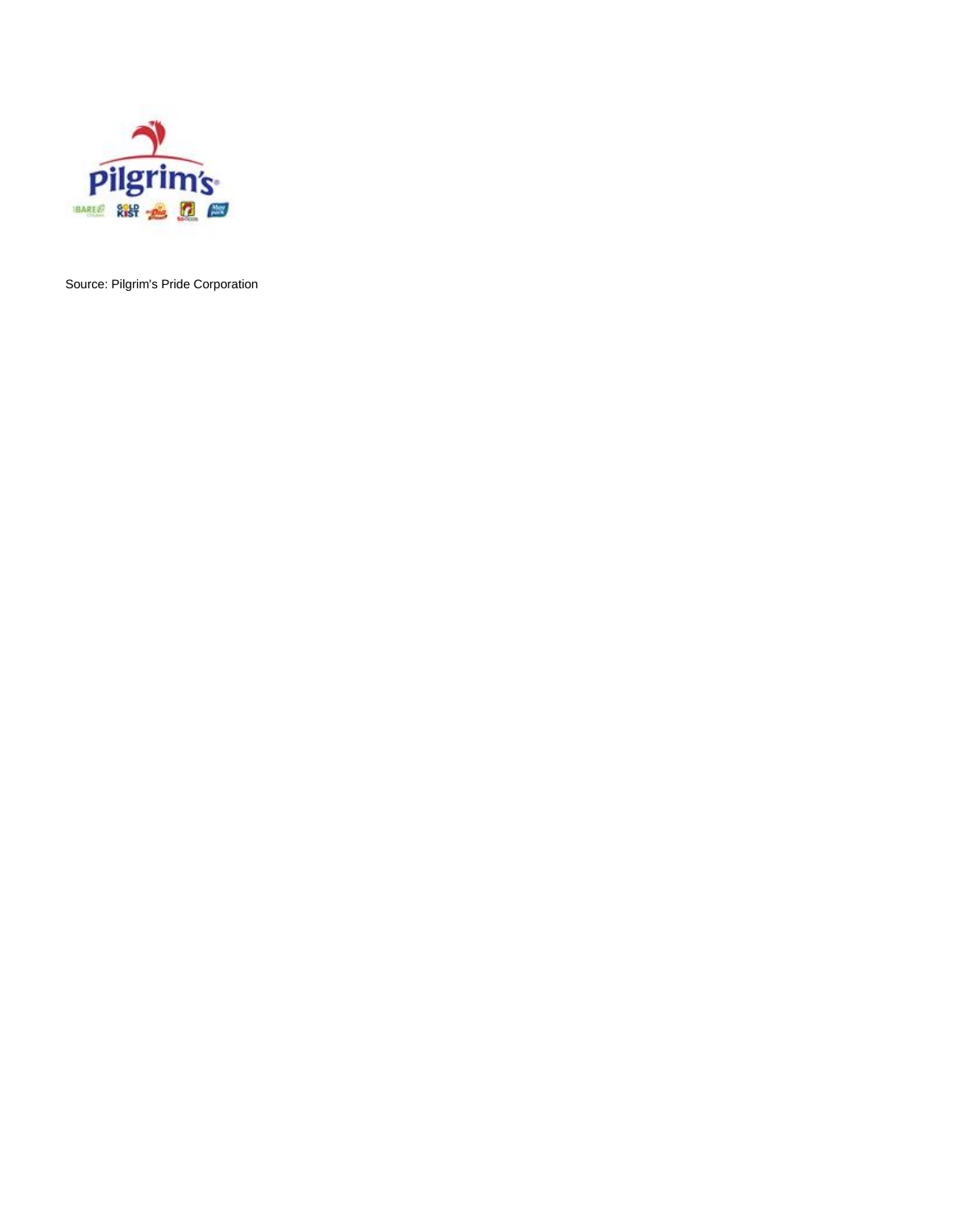Source: Pilgrim's Pride Corporation